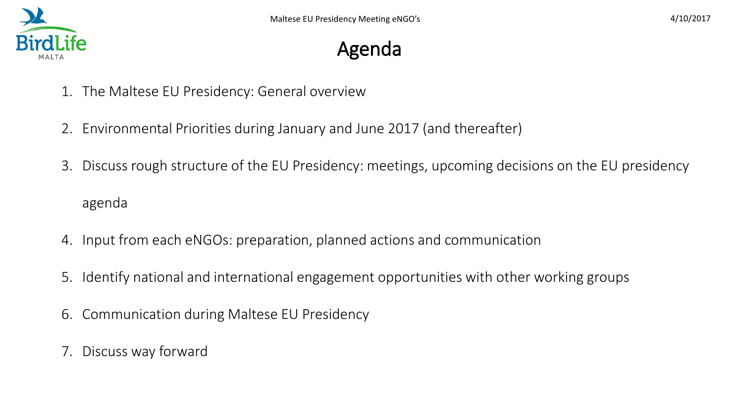# Agenda

1. The Maltese EU Presidency: General overview
2. Environmental Priorities during January and June 2017 (and thereafter)
3. Discuss rough structure of the EU Presidency: meetings, upcoming decisions on the EU presidency agenda
4. Input from each eNGOs: preparation, planned actions and communication
5. Identify national and international engagement opportunities with other working groups
6. Communication during Maltese EU Presidency
7. Discuss way forward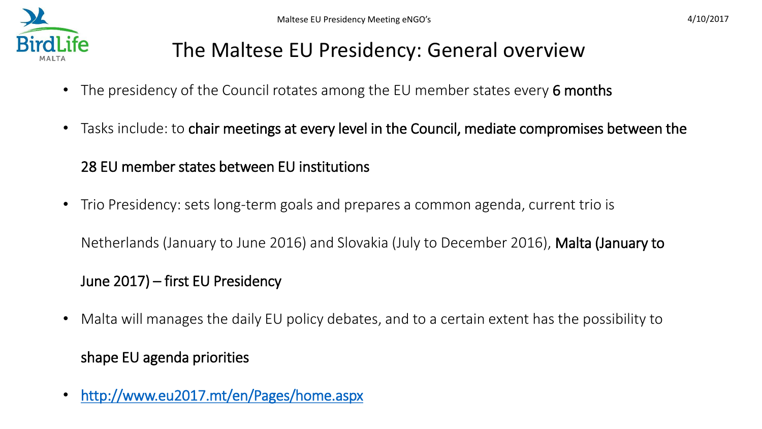# The Maltese EU Presidency: General overview

- The presidency of the Council rotates among the EU member states every **6 months**
- Tasks include: to **chair meetings at every level in the Council, mediate compromises between the 28 EU member states between EU institutions**
- Trio Presidency: sets long-term goals and prepares a common agenda, current trio is Netherlands (January to June 2016) and Slovakia (July to December 2016), **Malta (January to June 2017) – first EU Presidency**
- Malta will manages the daily EU policy debates, and to a certain extent has the possibility to **shape EU agenda priorities**
- [http://www.eu2017.mt/en/Pages/home.aspx](http://www.eu2017.mt/en/Pages/home.aspx)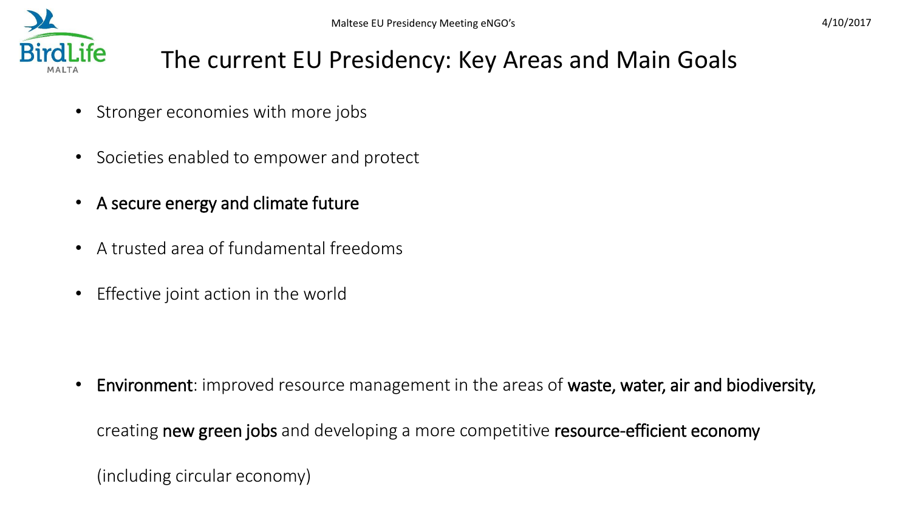# The current EU Presidency: Key Areas and Main Goals

- Stronger economies with more jobs
- Societies enabled to empower and protect
- A secure energy and climate future
- A trusted area of fundamental freedoms
- Effective joint action in the world

- **Environment**: improved resource management in the areas of **waste, water, air and biodiversity,** creating **new green jobs** and developing a more competitive **resource-efficient economy** (including circular economy)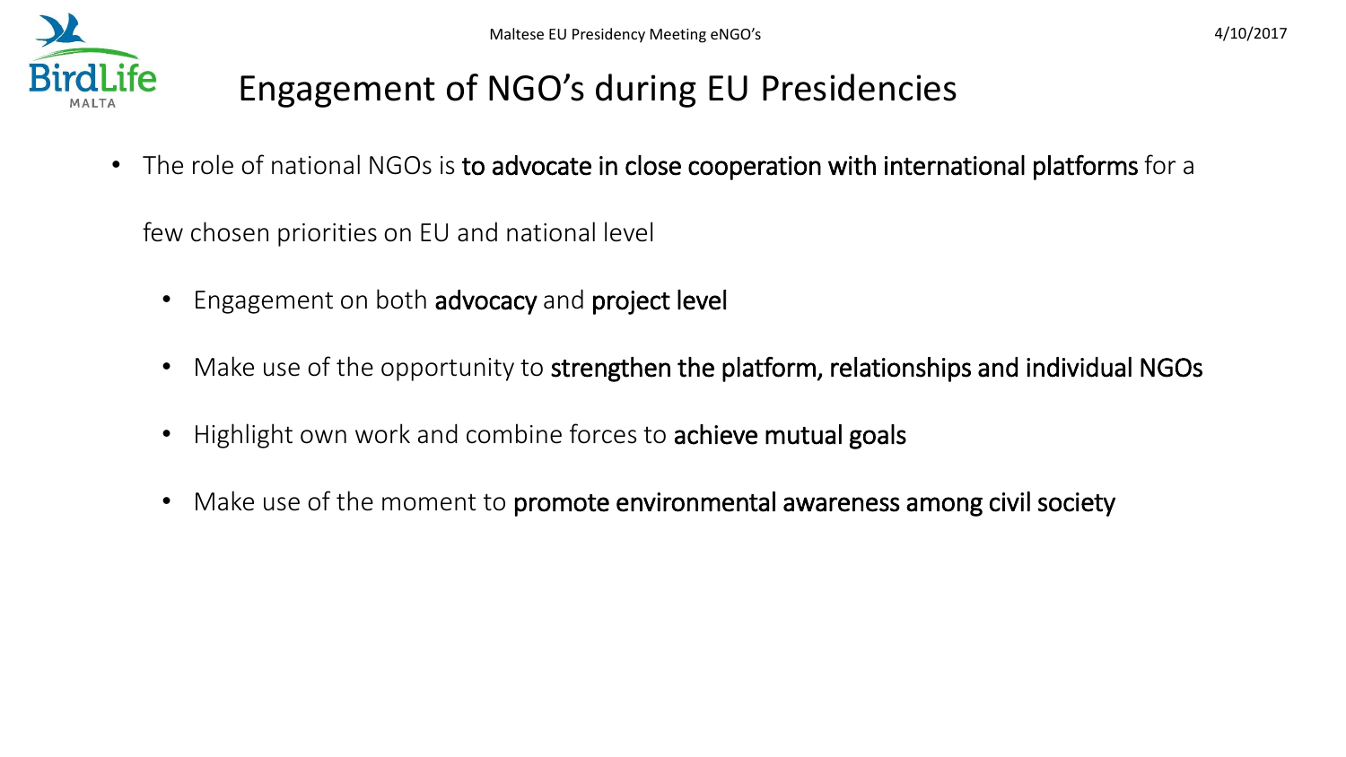# Engagement of NGO's during EU Presidencies

- The role of national NGOs is **to advocate in close cooperation with international platforms** for a few chosen priorities on EU and national level
  - Engagement on both **advocacy** and **project level**
  - Make use of the opportunity to **strengthen the platform, relationships and individual NGOs**
  - Highlight own work and combine forces to **achieve mutual goals**
  - Make use of the moment to **promote environmental awareness among civil society**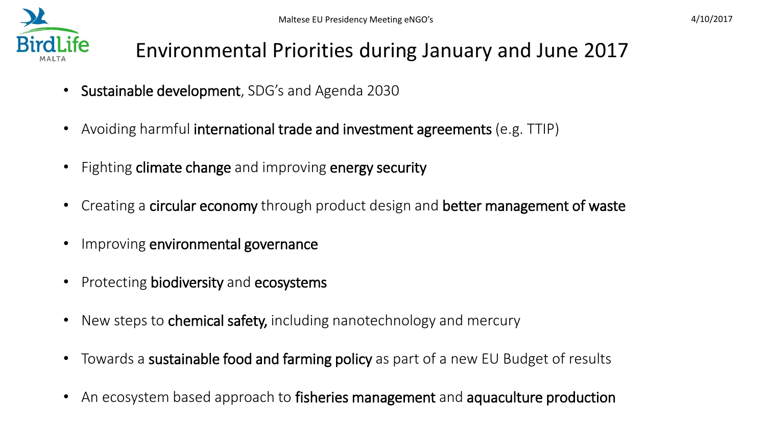# Environmental Priorities during January and June 2017

- **Sustainable development**, SDG's and Agenda 2030
- Avoiding harmful **international trade and investment agreements** (e.g. TTIP)
- Fighting **climate change** and improving **energy security**
- Creating a **circular economy** through product design and **better management of waste**
- Improving **environmental governance**
- Protecting **biodiversity** and **ecosystems**
- New steps to **chemical safety,** including nanotechnology and mercury
- Towards a **sustainable food and farming policy** as part of a new EU Budget of results
- An ecosystem based approach to **fisheries management** and **aquaculture production**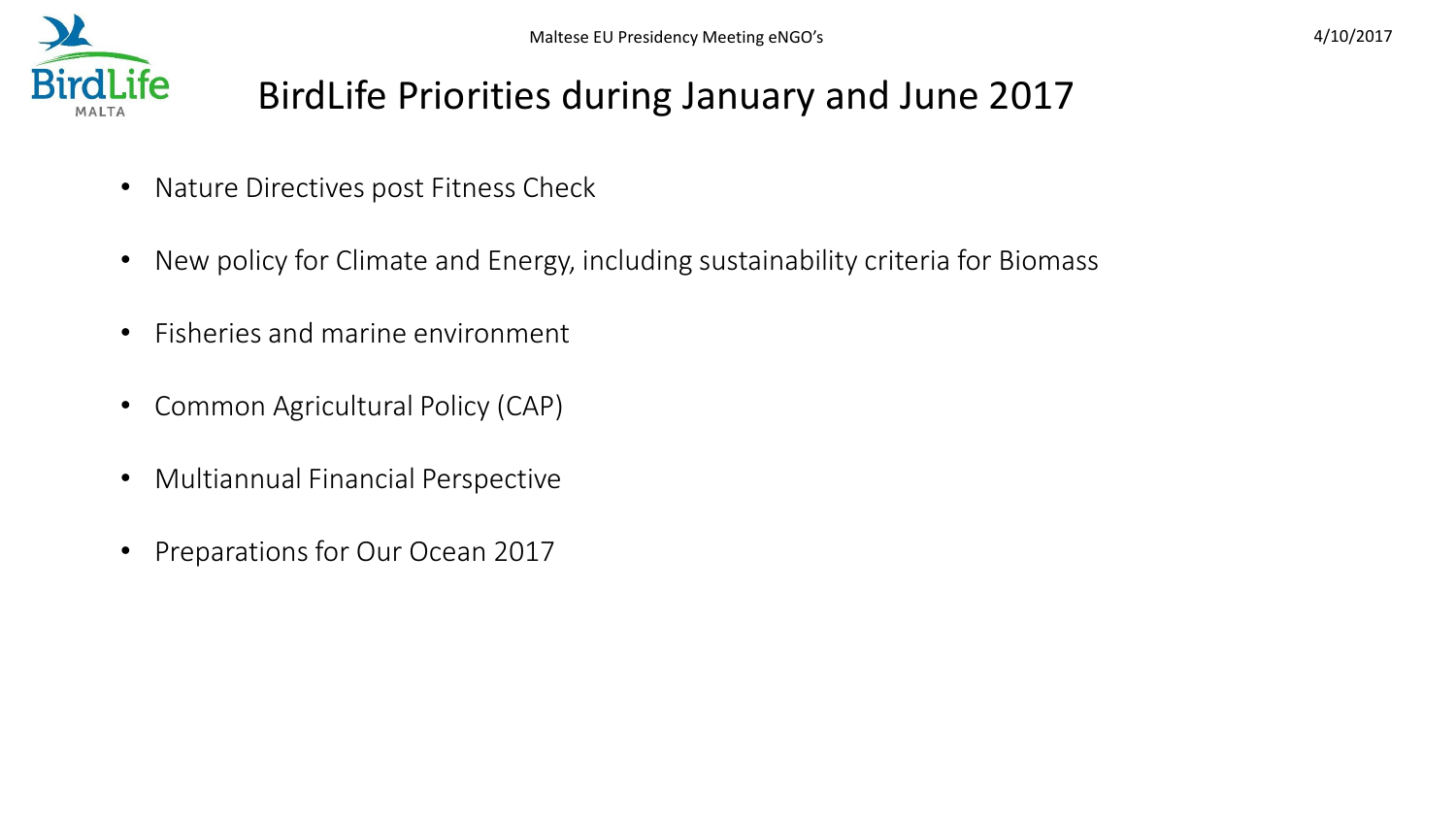# BirdLife Priorities during January and June 2017

- Nature Directives post Fitness Check
- New policy for Climate and Energy, including sustainability criteria for Biomass
- Fisheries and marine environment
- Common Agricultural Policy (CAP)
- Multiannual Financial Perspective
- Preparations for Our Ocean 2017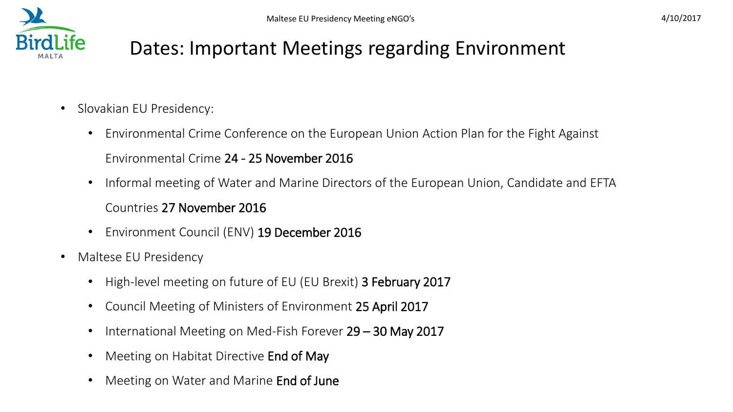# Dates: Important Meetings regarding Environment

- Slovakian EU Presidency:
  - Environmental Crime Conference on the European Union Action Plan for the Fight Against Environmental Crime **24 - 25 November 2016**
  - Informal meeting of Water and Marine Directors of the European Union, Candidate and EFTA Countries **27 November 2016**
  - Environment Council (ENV) **19 December 2016**
- Maltese EU Presidency
  - High-level meeting on future of EU (EU Brexit) **3 February 2017**
  - Council Meeting of Ministers of Environment **25 April 2017**
  - International Meeting on Med-Fish Forever **29 – 30 May 2017**
  - Meeting on Habitat Directive **End of May**
  - Meeting on Water and Marine **End of June**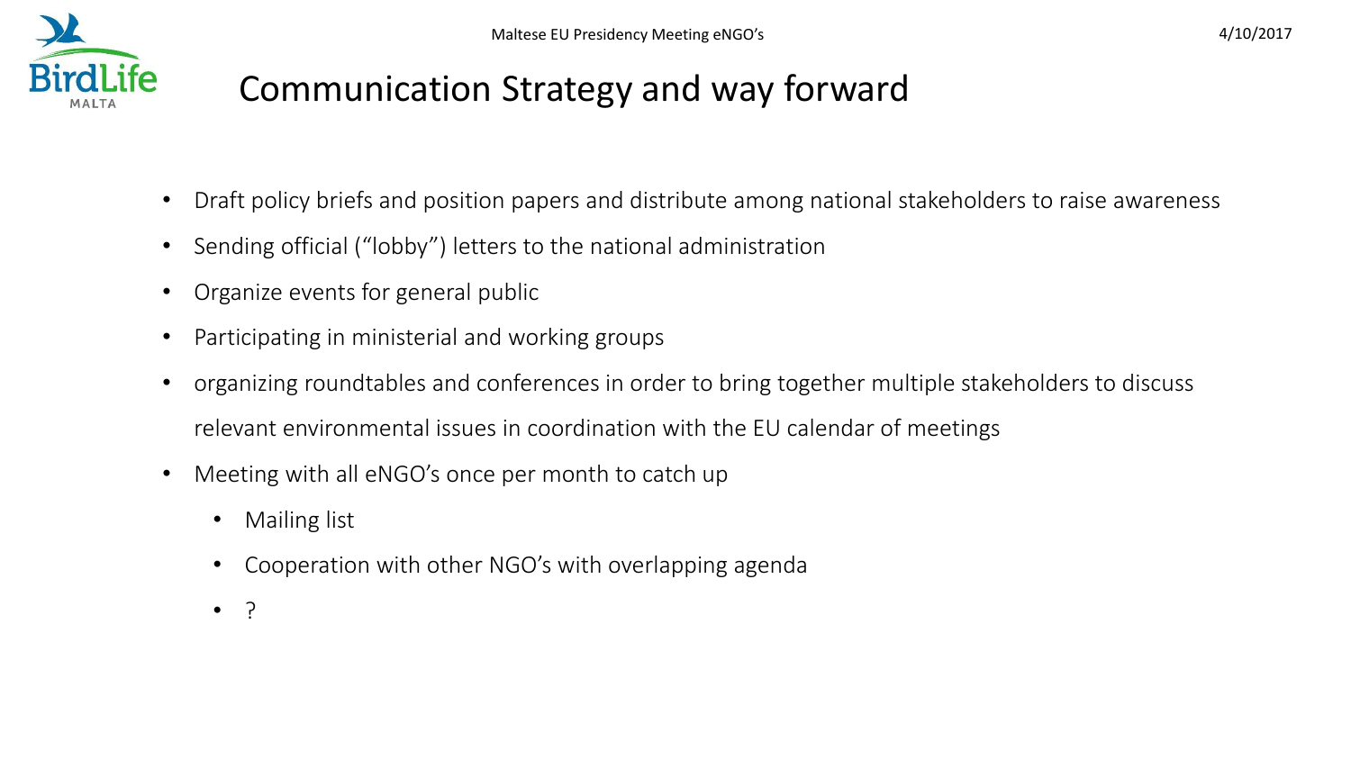# Communication Strategy and way forward

- Draft policy briefs and position papers and distribute among national stakeholders to raise awareness
- Sending official ("lobby") letters to the national administration
- Organize events for general public
- Participating in ministerial and working groups
- organizing roundtables and conferences in order to bring together multiple stakeholders to discuss relevant environmental issues in coordination with the EU calendar of meetings
- Meeting with all eNGO's once per month to catch up
  - Mailing list
  - Cooperation with other NGO's with overlapping agenda
  - ?